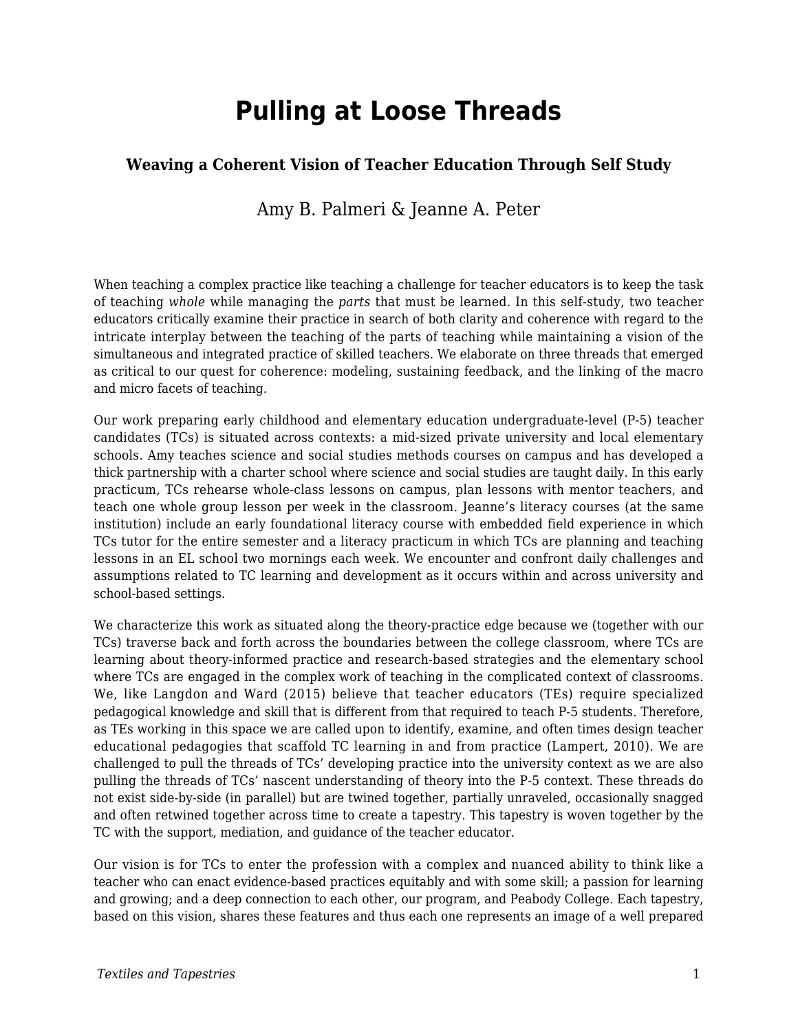# Pulling at Loose Threads

### Weaving a Coherent Vision of Teacher Education Through Self Study

Amy B. Palmeri & Jeanne A. Peter

When teaching a complex practice like teaching a challenge for teacher educators is to keep the task of teaching *whole* while managing the *parts* that must be learned. In this self-study, two teacher educators critically examine their practice in search of both clarity and coherence with regard to the intricate interplay between the teaching of the parts of teaching while maintaining a vision of the simultaneous and integrated practice of skilled teachers. We elaborate on three threads that emerged as critical to our quest for coherence: modeling, sustaining feedback, and the linking of the macro and micro facets of teaching.

Our work preparing early childhood and elementary education undergraduate-level (P-5) teacher candidates (TCs) is situated across contexts: a mid-sized private university and local elementary schools. Amy teaches science and social studies methods courses on campus and has developed a thick partnership with a charter school where science and social studies are taught daily. In this early practicum, TCs rehearse whole-class lessons on campus, plan lessons with mentor teachers, and teach one whole group lesson per week in the classroom. Jeanne's literacy courses (at the same institution) include an early foundational literacy course with embedded field experience in which TCs tutor for the entire semester and a literacy practicum in which TCs are planning and teaching lessons in an EL school two mornings each week. We encounter and confront daily challenges and assumptions related to TC learning and development as it occurs within and across university and school-based settings.

We characterize this work as situated along the theory-practice edge because we (together with our TCs) traverse back and forth across the boundaries between the college classroom, where TCs are learning about theory-informed practice and research-based strategies and the elementary school where TCs are engaged in the complex work of teaching in the complicated context of classrooms. We, like Langdon and Ward (2015) believe that teacher educators (TEs) require specialized pedagogical knowledge and skill that is different from that required to teach P-5 students. Therefore, as TEs working in this space we are called upon to identify, examine, and often times design teacher educational pedagogies that scaffold TC learning in and from practice (Lampert, 2010). We are challenged to pull the threads of TCs' developing practice into the university context as we are also pulling the threads of TCs' nascent understanding of theory into the P-5 context. These threads do not exist side-by-side (in parallel) but are twined together, partially unraveled, occasionally snagged and often retwined together across time to create a tapestry. This tapestry is woven together by the TC with the support, mediation, and guidance of the teacher educator.

Our vision is for TCs to enter the profession with a complex and nuanced ability to think like a teacher who can enact evidence-based practices equitably and with some skill; a passion for learning and growing; and a deep connection to each other, our program, and Peabody College. Each tapestry, based on this vision, shares these features and thus each one represents an image of a well prepared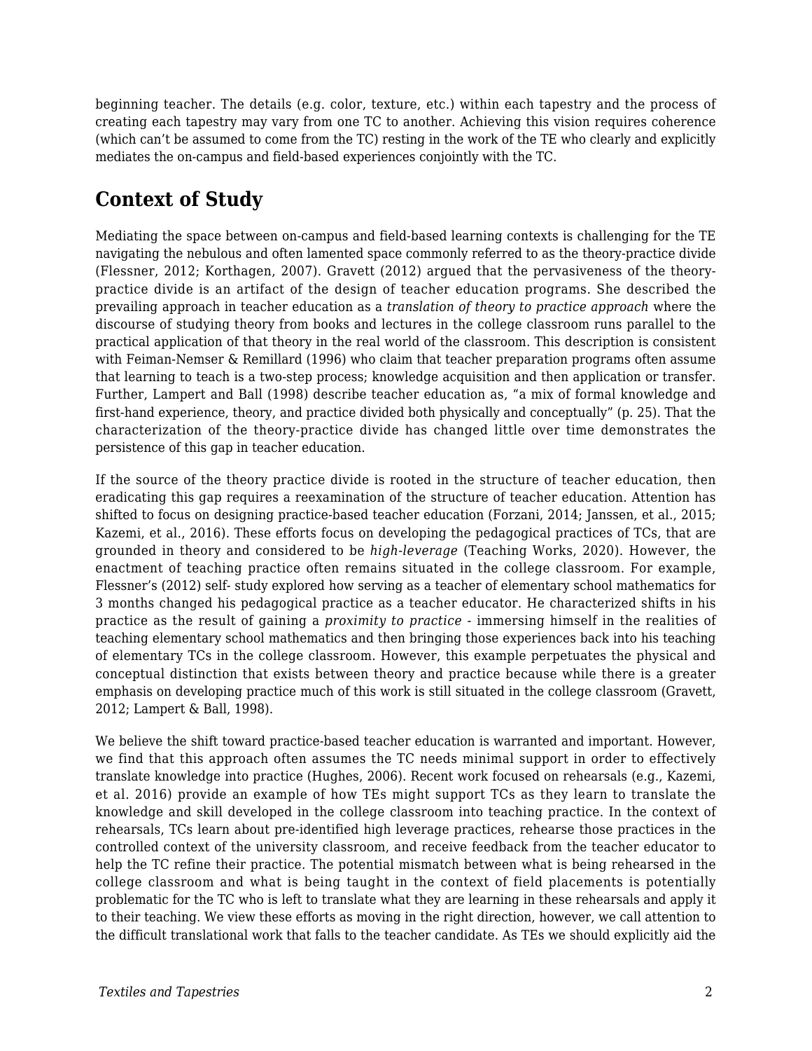beginning teacher. The details (e.g. color, texture, etc.) within each tapestry and the process of creating each tapestry may vary from one TC to another. Achieving this vision requires coherence (which can't be assumed to come from the TC) resting in the work of the TE who clearly and explicitly mediates the on-campus and field-based experiences conjointly with the TC.

## Context of Study

Mediating the space between on-campus and field-based learning contexts is challenging for the TE navigating the nebulous and often lamented space commonly referred to as the theory-practice divide (Flessner, 2012; Korthagen, 2007). Gravett (2012) argued that the pervasiveness of the theory-practice divide is an artifact of the design of teacher education programs. She described the prevailing approach in teacher education as a *translation of theory to practice approach* where the discourse of studying theory from books and lectures in the college classroom runs parallel to the practical application of that theory in the real world of the classroom. This description is consistent with Feiman-Nemser & Remillard (1996) who claim that teacher preparation programs often assume that learning to teach is a two-step process; knowledge acquisition and then application or transfer. Further, Lampert and Ball (1998) describe teacher education as, "a mix of formal knowledge and first-hand experience, theory, and practice divided both physically and conceptually" (p. 25). That the characterization of the theory-practice divide has changed little over time demonstrates the persistence of this gap in teacher education.

If the source of the theory practice divide is rooted in the structure of teacher education, then eradicating this gap requires a reexamination of the structure of teacher education. Attention has shifted to focus on designing practice-based teacher education (Forzani, 2014; Janssen, et al., 2015; Kazemi, et al., 2016). These efforts focus on developing the pedagogical practices of TCs, that are grounded in theory and considered to be *high-leverage* (Teaching Works, 2020). However, the enactment of teaching practice often remains situated in the college classroom. For example, Flessner's (2012) self- study explored how serving as a teacher of elementary school mathematics for 3 months changed his pedagogical practice as a teacher educator. He characterized shifts in his practice as the result of gaining a *proximity to practice* - immersing himself in the realities of teaching elementary school mathematics and then bringing those experiences back into his teaching of elementary TCs in the college classroom. However, this example perpetuates the physical and conceptual distinction that exists between theory and practice because while there is a greater emphasis on developing practice much of this work is still situated in the college classroom (Gravett, 2012; Lampert & Ball, 1998).

We believe the shift toward practice-based teacher education is warranted and important. However, we find that this approach often assumes the TC needs minimal support in order to effectively translate knowledge into practice (Hughes, 2006). Recent work focused on rehearsals (e.g., Kazemi, et al. 2016) provide an example of how TEs might support TCs as they learn to translate the knowledge and skill developed in the college classroom into teaching practice. In the context of rehearsals, TCs learn about pre-identified high leverage practices, rehearse those practices in the controlled context of the university classroom, and receive feedback from the teacher educator to help the TC refine their practice. The potential mismatch between what is being rehearsed in the college classroom and what is being taught in the context of field placements is potentially problematic for the TC who is left to translate what they are learning in these rehearsals and apply it to their teaching. We view these efforts as moving in the right direction, however, we call attention to the difficult translational work that falls to the teacher candidate. As TEs we should explicitly aid the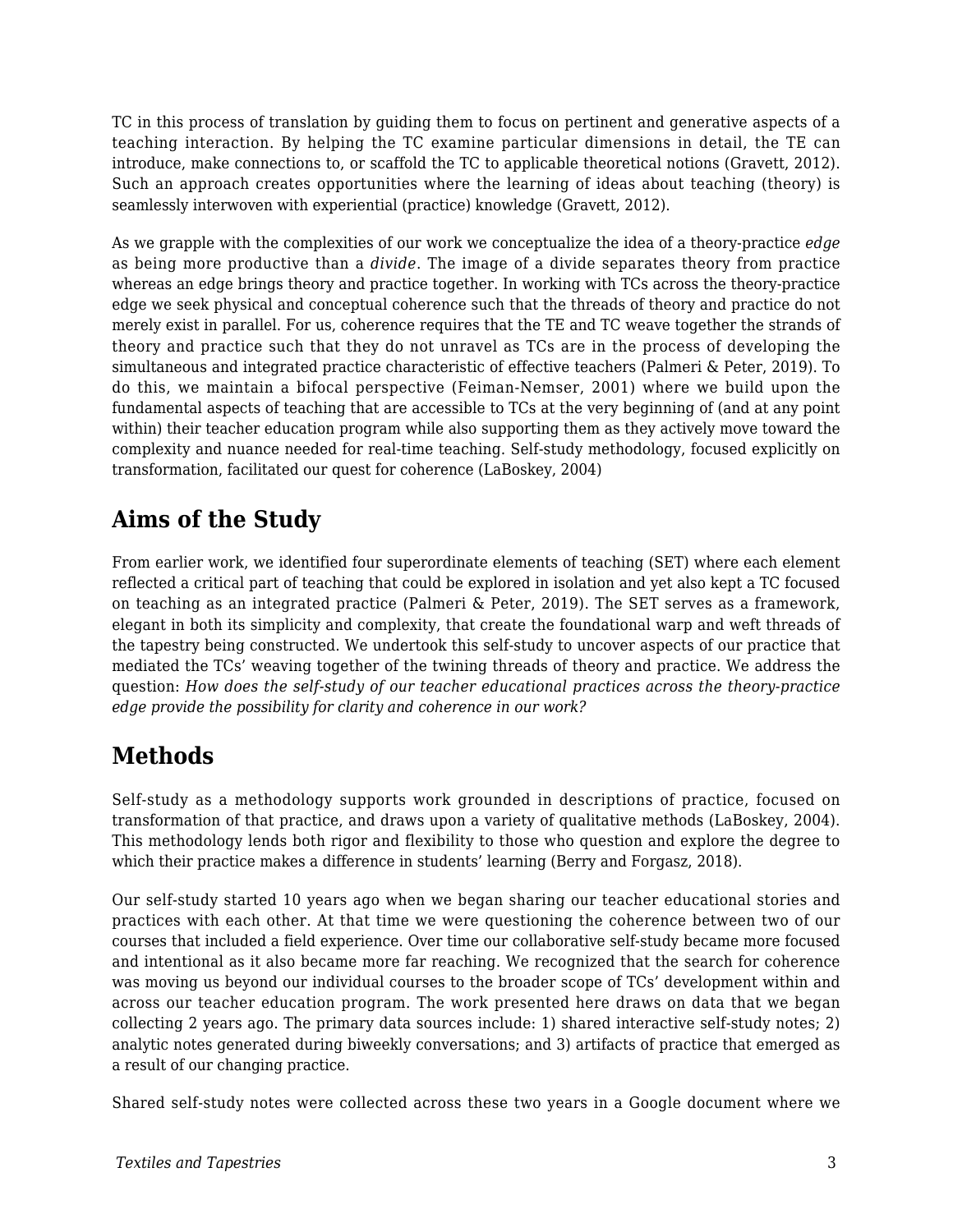TC in this process of translation by guiding them to focus on pertinent and generative aspects of a teaching interaction. By helping the TC examine particular dimensions in detail, the TE can introduce, make connections to, or scaffold the TC to applicable theoretical notions (Gravett, 2012). Such an approach creates opportunities where the learning of ideas about teaching (theory) is seamlessly interwoven with experiential (practice) knowledge (Gravett, 2012).

As we grapple with the complexities of our work we conceptualize the idea of a theory-practice *edge* as being more productive than a *divide*. The image of a divide separates theory from practice whereas an edge brings theory and practice together. In working with TCs across the theory-practice edge we seek physical and conceptual coherence such that the threads of theory and practice do not merely exist in parallel. For us, coherence requires that the TE and TC weave together the strands of theory and practice such that they do not unravel as TCs are in the process of developing the simultaneous and integrated practice characteristic of effective teachers (Palmeri & Peter, 2019). To do this, we maintain a bifocal perspective (Feiman-Nemser, 2001) where we build upon the fundamental aspects of teaching that are accessible to TCs at the very beginning of (and at any point within) their teacher education program while also supporting them as they actively move toward the complexity and nuance needed for real-time teaching. Self-study methodology, focused explicitly on transformation, facilitated our quest for coherence (LaBoskey, 2004)

## Aims of the Study

From earlier work, we identified four superordinate elements of teaching (SET) where each element reflected a critical part of teaching that could be explored in isolation and yet also kept a TC focused on teaching as an integrated practice (Palmeri & Peter, 2019). The SET serves as a framework, elegant in both its simplicity and complexity, that create the foundational warp and weft threads of the tapestry being constructed. We undertook this self-study to uncover aspects of our practice that mediated the TCs' weaving together of the twining threads of theory and practice. We address the question: *How does the self-study of our teacher educational practices across the theory-practice edge provide the possibility for clarity and coherence in our work?*

## Methods

Self-study as a methodology supports work grounded in descriptions of practice, focused on transformation of that practice, and draws upon a variety of qualitative methods (LaBoskey, 2004). This methodology lends both rigor and flexibility to those who question and explore the degree to which their practice makes a difference in students' learning (Berry and Forgasz, 2018).

Our self-study started 10 years ago when we began sharing our teacher educational stories and practices with each other. At that time we were questioning the coherence between two of our courses that included a field experience. Over time our collaborative self-study became more focused and intentional as it also became more far reaching. We recognized that the search for coherence was moving us beyond our individual courses to the broader scope of TCs' development within and across our teacher education program. The work presented here draws on data that we began collecting 2 years ago. The primary data sources include: 1) shared interactive self-study notes; 2) analytic notes generated during biweekly conversations; and 3) artifacts of practice that emerged as a result of our changing practice.

Shared self-study notes were collected across these two years in a Google document where we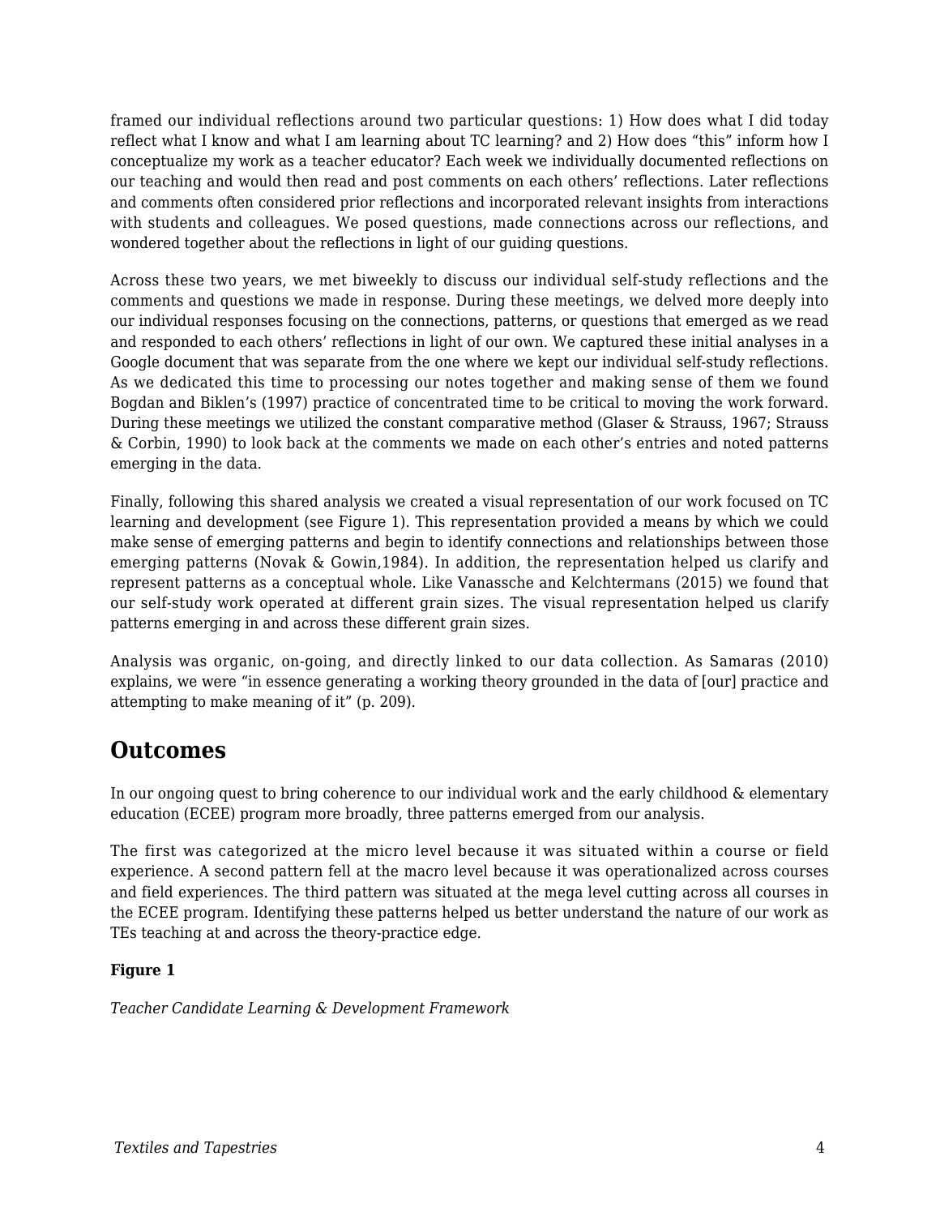framed our individual reflections around two particular questions: 1) How does what I did today reflect what I know and what I am learning about TC learning? and 2) How does "this" inform how I conceptualize my work as a teacher educator? Each week we individually documented reflections on our teaching and would then read and post comments on each others' reflections. Later reflections and comments often considered prior reflections and incorporated relevant insights from interactions with students and colleagues. We posed questions, made connections across our reflections, and wondered together about the reflections in light of our guiding questions.

Across these two years, we met biweekly to discuss our individual self-study reflections and the comments and questions we made in response. During these meetings, we delved more deeply into our individual responses focusing on the connections, patterns, or questions that emerged as we read and responded to each others' reflections in light of our own. We captured these initial analyses in a Google document that was separate from the one where we kept our individual self-study reflections. As we dedicated this time to processing our notes together and making sense of them we found Bogdan and Biklen's (1997) practice of concentrated time to be critical to moving the work forward. During these meetings we utilized the constant comparative method (Glaser & Strauss, 1967; Strauss & Corbin, 1990) to look back at the comments we made on each other's entries and noted patterns emerging in the data.

Finally, following this shared analysis we created a visual representation of our work focused on TC learning and development (see Figure 1). This representation provided a means by which we could make sense of emerging patterns and begin to identify connections and relationships between those emerging patterns (Novak & Gowin,1984). In addition, the representation helped us clarify and represent patterns as a conceptual whole. Like Vanassche and Kelchtermans (2015) we found that our self-study work operated at different grain sizes. The visual representation helped us clarify patterns emerging in and across these different grain sizes.

Analysis was organic, on-going, and directly linked to our data collection. As Samaras (2010) explains, we were "in essence generating a working theory grounded in the data of [our] practice and attempting to make meaning of it" (p. 209).

## Outcomes

In our ongoing quest to bring coherence to our individual work and the early childhood & elementary education (ECEE) program more broadly, three patterns emerged from our analysis.

The first was categorized at the micro level because it was situated within a course or field experience. A second pattern fell at the macro level because it was operationalized across courses and field experiences. The third pattern was situated at the mega level cutting across all courses in the ECEE program. Identifying these patterns helped us better understand the nature of our work as TEs teaching at and across the theory-practice edge.

**Figure 1**

*Teacher Candidate Learning & Development Framework*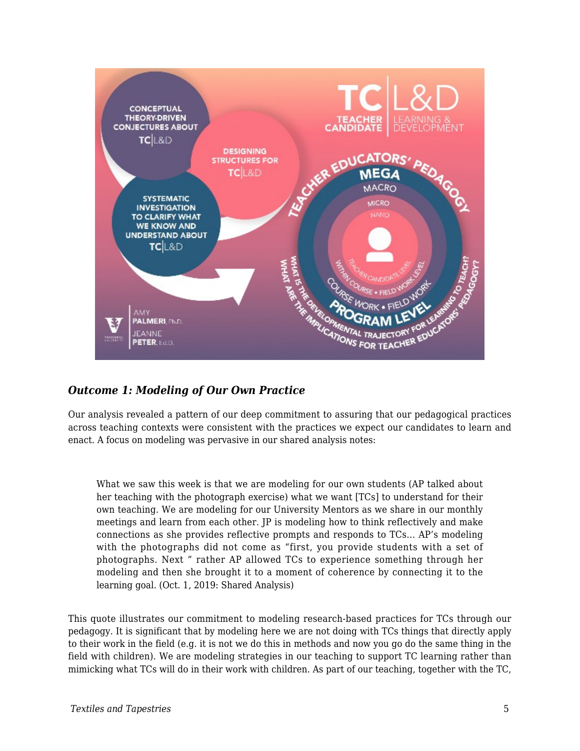### *Outcome 1: Modeling of Our Own Practice*

Our analysis revealed a pattern of our deep commitment to assuring that our pedagogical practices across teaching contexts were consistent with the practices we expect our candidates to learn and enact. A focus on modeling was pervasive in our shared analysis notes:

> What we saw this week is that we are modeling for our own students (AP talked about her teaching with the photograph exercise) what we want [TCs] to understand for their own teaching. We are modeling for our University Mentors as we share in our monthly meetings and learn from each other. JP is modeling how to think reflectively and make connections as she provides reflective prompts and responds to TCs… AP's modeling with the photographs did not come as "first, you provide students with a set of photographs. Next " rather AP allowed TCs to experience something through her modeling and then she brought it to a moment of coherence by connecting it to the learning goal. (Oct. 1, 2019: Shared Analysis)

This quote illustrates our commitment to modeling research-based practices for TCs through our pedagogy. It is significant that by modeling here we are not doing with TCs things that directly apply to their work in the field (e.g. it is not we do this in methods and now you go do the same thing in the field with children). We are modeling strategies in our teaching to support TC learning rather than mimicking what TCs will do in their work with children. As part of our teaching, together with the TC,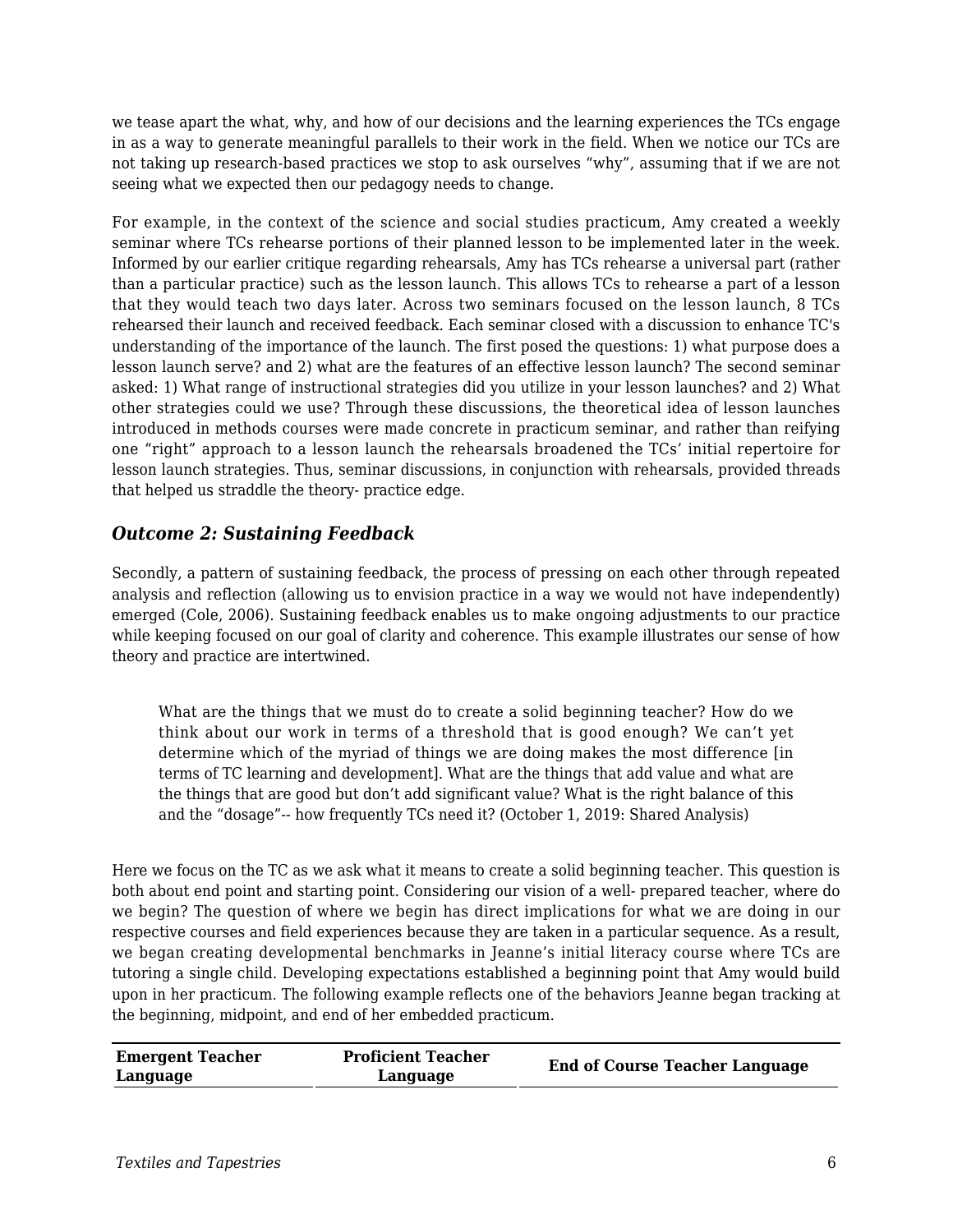we tease apart the what, why, and how of our decisions and the learning experiences the TCs engage in as a way to generate meaningful parallels to their work in the field. When we notice our TCs are not taking up research-based practices we stop to ask ourselves "why", assuming that if we are not seeing what we expected then our pedagogy needs to change.

For example, in the context of the science and social studies practicum, Amy created a weekly seminar where TCs rehearse portions of their planned lesson to be implemented later in the week. Informed by our earlier critique regarding rehearsals, Amy has TCs rehearse a universal part (rather than a particular practice) such as the lesson launch. This allows TCs to rehearse a part of a lesson that they would teach two days later. Across two seminars focused on the lesson launch, 8 TCs rehearsed their launch and received feedback. Each seminar closed with a discussion to enhance TC's understanding of the importance of the launch. The first posed the questions: 1) what purpose does a lesson launch serve? and 2) what are the features of an effective lesson launch? The second seminar asked: 1) What range of instructional strategies did you utilize in your lesson launches? and 2) What other strategies could we use? Through these discussions, the theoretical idea of lesson launches introduced in methods courses were made concrete in practicum seminar, and rather than reifying one "right" approach to a lesson launch the rehearsals broadened the TCs' initial repertoire for lesson launch strategies. Thus, seminar discussions, in conjunction with rehearsals, provided threads that helped us straddle the theory- practice edge.

### *Outcome 2: Sustaining Feedback*

Secondly, a pattern of sustaining feedback, the process of pressing on each other through repeated analysis and reflection (allowing us to envision practice in a way we would not have independently) emerged (Cole, 2006). Sustaining feedback enables us to make ongoing adjustments to our practice while keeping focused on our goal of clarity and coherence. This example illustrates our sense of how theory and practice are intertwined.

> What are the things that we must do to create a solid beginning teacher? How do we think about our work in terms of a threshold that is good enough? We can't yet determine which of the myriad of things we are doing makes the most difference [in terms of TC learning and development]. What are the things that add value and what are the things that are good but don't add significant value? What is the right balance of this and the "dosage"-- how frequently TCs need it? (October 1, 2019: Shared Analysis)

Here we focus on the TC as we ask what it means to create a solid beginning teacher. This question is both about end point and starting point. Considering our vision of a well- prepared teacher, where do we begin? The question of where we begin has direct implications for what we are doing in our respective courses and field experiences because they are taken in a particular sequence. As a result, we began creating developmental benchmarks in Jeanne's initial literacy course where TCs are tutoring a single child. Developing expectations established a beginning point that Amy would build upon in her practicum. The following example reflects one of the behaviors Jeanne began tracking at the beginning, midpoint, and end of her embedded practicum.

| Emergent Teacher Language | Proficient Teacher Language | End of Course Teacher Language |
|---|---|---|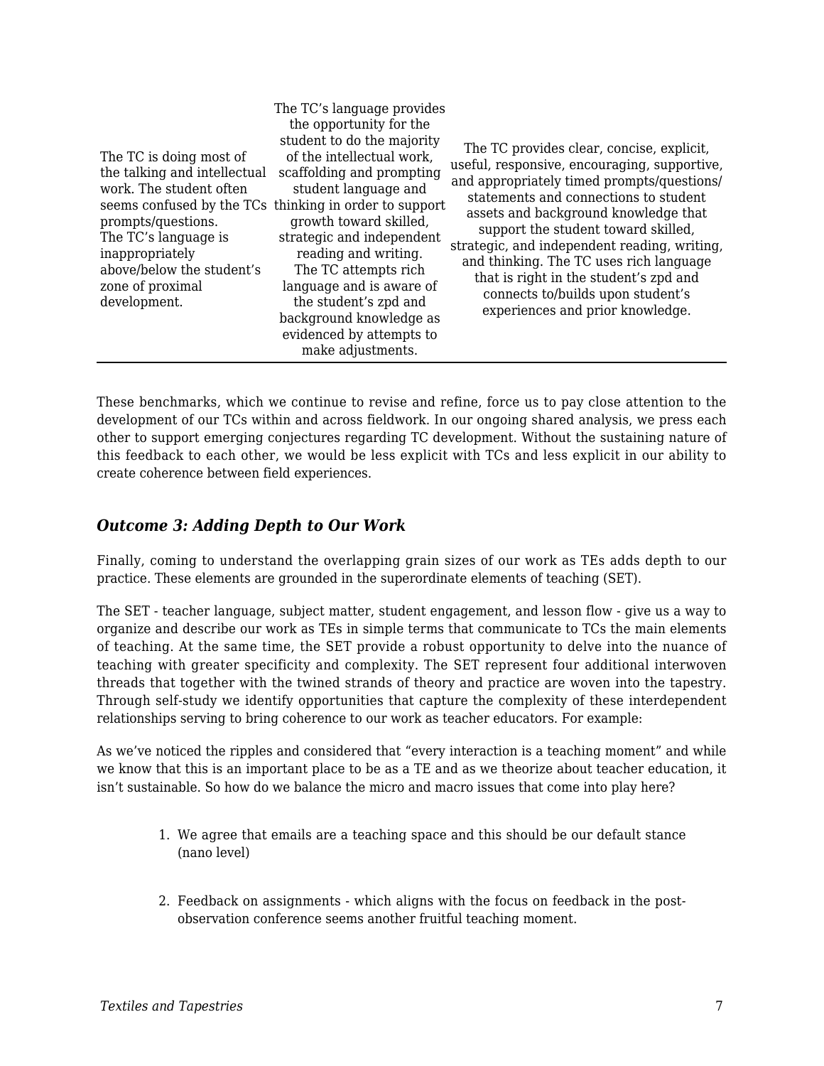| | | |
|---|---|---|
| The TC is doing most of the talking and intellectual work. The student often seems confused by the TCs prompts/questions. The TC's language is inappropriately above/below the student's zone of proximal development. | The TC's language provides the opportunity for the student to do the majority of the intellectual work, scaffolding and prompting student language and thinking in order to support growth toward skilled, strategic and independent reading and writing. The TC attempts rich language and is aware of the student's zpd and background knowledge as evidenced by attempts to make adjustments. | The TC provides clear, concise, explicit, useful, responsive, encouraging, supportive, and appropriately timed prompts/questions/ statements and connections to student assets and background knowledge that support the student toward skilled, strategic, and independent reading, writing, and thinking. The TC uses rich language that is right in the student's zpd and connects to/builds upon student's experiences and prior knowledge. |

These benchmarks, which we continue to revise and refine, force us to pay close attention to the development of our TCs within and across fieldwork. In our ongoing shared analysis, we press each other to support emerging conjectures regarding TC development. Without the sustaining nature of this feedback to each other, we would be less explicit with TCs and less explicit in our ability to create coherence between field experiences.

### *Outcome 3: Adding Depth to Our Work*

Finally, coming to understand the overlapping grain sizes of our work as TEs adds depth to our practice. These elements are grounded in the superordinate elements of teaching (SET).

The SET - teacher language, subject matter, student engagement, and lesson flow - give us a way to organize and describe our work as TEs in simple terms that communicate to TCs the main elements of teaching. At the same time, the SET provide a robust opportunity to delve into the nuance of teaching with greater specificity and complexity. The SET represent four additional interwoven threads that together with the twined strands of theory and practice are woven into the tapestry. Through self-study we identify opportunities that capture the complexity of these interdependent relationships serving to bring coherence to our work as teacher educators. For example:

As we've noticed the ripples and considered that "every interaction is a teaching moment" and while we know that this is an important place to be as a TE and as we theorize about teacher education, it isn't sustainable. So how do we balance the micro and macro issues that come into play here?

1. We agree that emails are a teaching space and this should be our default stance (nano level)

2. Feedback on assignments - which aligns with the focus on feedback in the post-observation conference seems another fruitful teaching moment.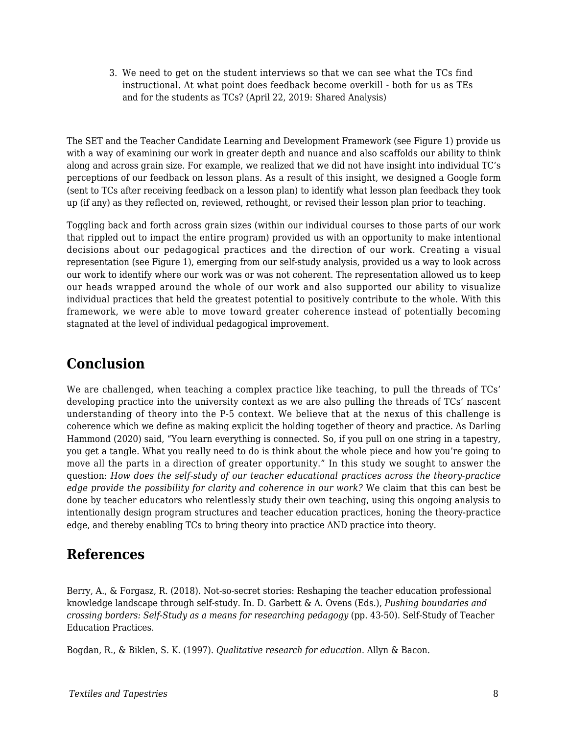3. We need to get on the student interviews so that we can see what the TCs find instructional. At what point does feedback become overkill - both for us as TEs and for the students as TCs? (April 22, 2019: Shared Analysis)

The SET and the Teacher Candidate Learning and Development Framework (see Figure 1) provide us with a way of examining our work in greater depth and nuance and also scaffolds our ability to think along and across grain size. For example, we realized that we did not have insight into individual TC's perceptions of our feedback on lesson plans. As a result of this insight, we designed a Google form (sent to TCs after receiving feedback on a lesson plan) to identify what lesson plan feedback they took up (if any) as they reflected on, reviewed, rethought, or revised their lesson plan prior to teaching.

Toggling back and forth across grain sizes (within our individual courses to those parts of our work that rippled out to impact the entire program) provided us with an opportunity to make intentional decisions about our pedagogical practices and the direction of our work. Creating a visual representation (see Figure 1), emerging from our self-study analysis, provided us a way to look across our work to identify where our work was or was not coherent. The representation allowed us to keep our heads wrapped around the whole of our work and also supported our ability to visualize individual practices that held the greatest potential to positively contribute to the whole. With this framework, we were able to move toward greater coherence instead of potentially becoming stagnated at the level of individual pedagogical improvement.

## Conclusion

We are challenged, when teaching a complex practice like teaching, to pull the threads of TCs' developing practice into the university context as we are also pulling the threads of TCs' nascent understanding of theory into the P-5 context. We believe that at the nexus of this challenge is coherence which we define as making explicit the holding together of theory and practice. As Darling Hammond (2020) said, "You learn everything is connected. So, if you pull on one string in a tapestry, you get a tangle. What you really need to do is think about the whole piece and how you're going to move all the parts in a direction of greater opportunity." In this study we sought to answer the question: *How does the self-study of our teacher educational practices across the theory-practice edge provide the possibility for clarity and coherence in our work?* We claim that this can best be done by teacher educators who relentlessly study their own teaching, using this ongoing analysis to intentionally design program structures and teacher education practices, honing the theory-practice edge, and thereby enabling TCs to bring theory into practice AND practice into theory.

## References

Berry, A., & Forgasz, R. (2018). Not-so-secret stories: Reshaping the teacher education professional knowledge landscape through self-study. In. D. Garbett & A. Ovens (Eds.), *Pushing boundaries and crossing borders: Self-Study as a means for researching pedagogy* (pp. 43-50). Self-Study of Teacher Education Practices.

Bogdan, R., & Biklen, S. K. (1997). *Qualitative research for education*. Allyn & Bacon.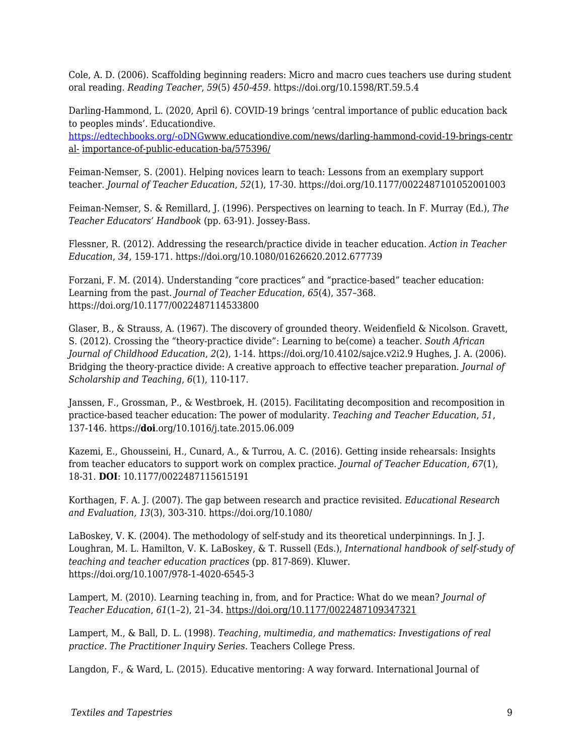Cole, A. D. (2006). Scaffolding beginning readers: Micro and macro cues teachers use during student oral reading. *Reading Teacher*, *59*(5) *450-459*. https://doi.org/10.1598/RT.59.5.4

Darling-Hammond, L. (2020, April 6). COVID-19 brings 'central importance of public education back to peoples minds'. Educationdive. https://edtechbooks.org/-oDNGwww.educationdive.com/news/darling-hammond-covid-19-brings-central- importance-of-public-education-ba/575396/

Feiman-Nemser, S. (2001). Helping novices learn to teach: Lessons from an exemplary support teacher. *Journal of Teacher Education*, *52*(1), 17-30. https://doi.org/10.1177/0022487101052001003

Feiman-Nemser, S. & Remillard, J. (1996). Perspectives on learning to teach. In F. Murray (Ed.), *The Teacher Educators' Handbook* (pp. 63-91). Jossey-Bass.

Flessner, R. (2012). Addressing the research/practice divide in teacher education. *Action in Teacher Education*, *34*, 159-171. https://doi.org/10.1080/01626620.2012.677739

Forzani, F. M. (2014). Understanding "core practices" and "practice-based" teacher education: Learning from the past. *Journal of Teacher Education*, *65*(4), 357–368. https://doi.org/10.1177/0022487114533800

Glaser, B., & Strauss, A. (1967). The discovery of grounded theory. Weidenfield & Nicolson. Gravett, S. (2012). Crossing the "theory-practice divide": Learning to be(come) a teacher. *South African Journal of Childhood Education*, *2*(2), 1-14. https://doi.org/10.4102/sajce.v2i2.9 Hughes, J. A. (2006). Bridging the theory-practice divide: A creative approach to effective teacher preparation. *Journal of Scholarship and Teaching*, *6*(1), 110-117.

Janssen, F., Grossman, P., & Westbroek, H. (2015). Facilitating decomposition and recomposition in practice-based teacher education: The power of modularity. *Teaching and Teacher Education*, *51*, 137-146. https://**doi**.org/10.1016/j.tate.2015.06.009

Kazemi, E., Ghousseini, H., Cunard, A., & Turrou, A. C. (2016). Getting inside rehearsals: Insights from teacher educators to support work on complex practice. *Journal of Teacher Education, 67*(1), 18-31. **DOI**: 10.1177/0022487115615191

Korthagen, F. A. J. (2007). The gap between research and practice revisited. *Educational Research and Evaluation, 13*(3), 303-310. https://doi.org/10.1080/

LaBoskey, V. K. (2004). The methodology of self-study and its theoretical underpinnings. In J. J. Loughran, M. L. Hamilton, V. K. LaBoskey, & T. Russell (Eds.), *International handbook of self-study of teaching and teacher education practices* (pp. 817-869). Kluwer. https://doi.org/10.1007/978-1-4020-6545-3

Lampert, M. (2010). Learning teaching in, from, and for Practice: What do we mean? *Journal of Teacher Education*, *61*(1–2), 21–34. https://doi.org/10.1177/0022487109347321

Lampert, M., & Ball, D. L. (1998). *Teaching, multimedia, and mathematics: Investigations of real practice. The Practitioner Inquiry Series*. Teachers College Press.

Langdon, F., & Ward, L. (2015). Educative mentoring: A way forward. International Journal of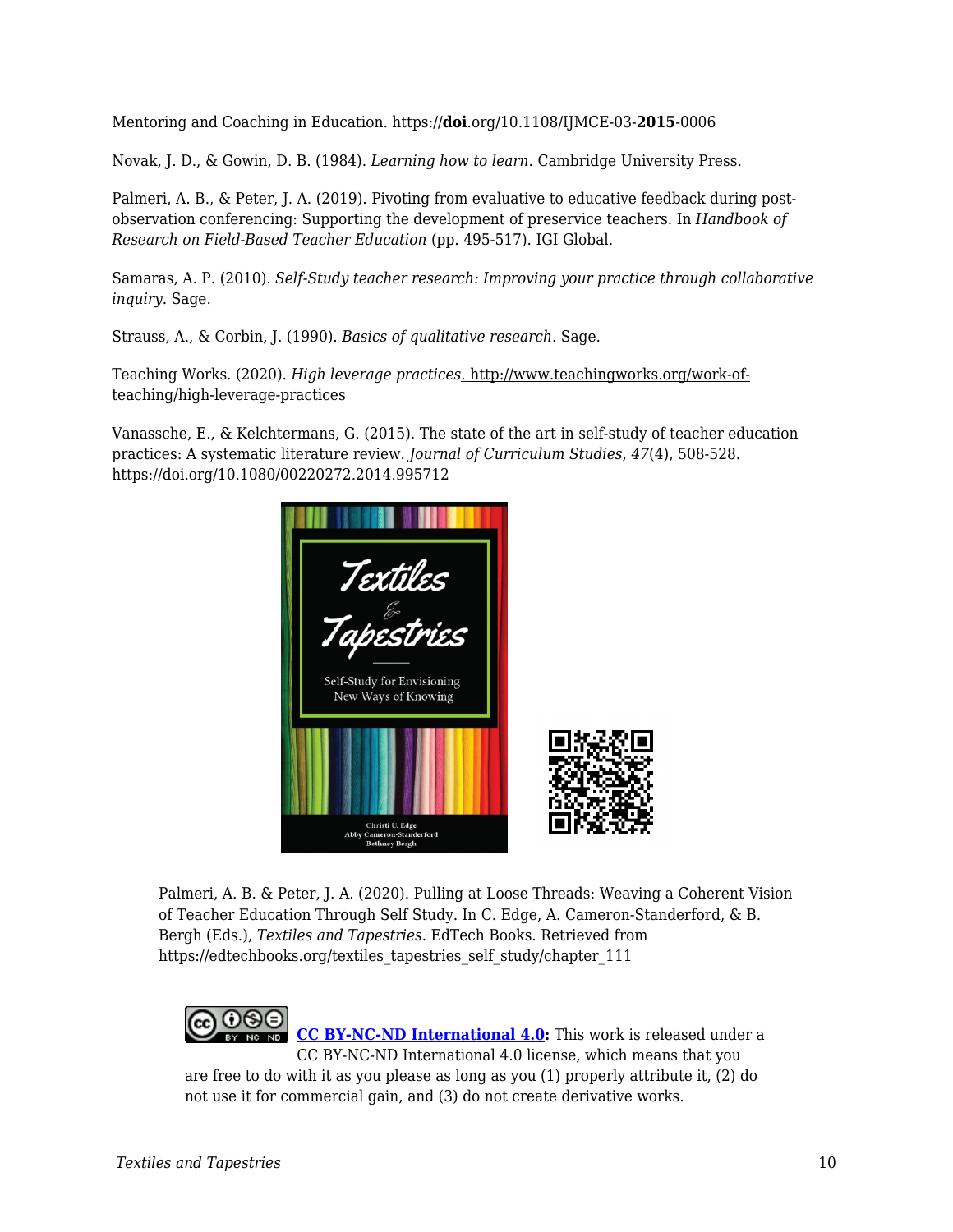Mentoring and Coaching in Education. https://**doi**.org/10.1108/IJMCE-03-**2015**-0006

Novak, J. D., & Gowin, D. B. (1984). *Learning how to learn*. Cambridge University Press.

Palmeri, A. B., & Peter, J. A. (2019). Pivoting from evaluative to educative feedback during post-observation conferencing: Supporting the development of preservice teachers. In *Handbook of Research on Field-Based Teacher Education* (pp. 495-517). IGI Global.

Samaras, A. P. (2010). *Self-Study teacher research: Improving your practice through collaborative inquiry*. Sage.

Strauss, A., & Corbin, J. (1990). *Basics of qualitative research*. Sage.

Teaching Works. (2020). *High leverage practices*. http://www.teachingworks.org/work-of-teaching/high-leverage-practices

Vanassche, E., & Kelchtermans, G. (2015). The state of the art in self-study of teacher education practices: A systematic literature review. *Journal of Curriculum Studies*, *47*(4), 508-528. https://doi.org/10.1080/00220272.2014.995712

Palmeri, A. B. & Peter, J. A. (2020). Pulling at Loose Threads: Weaving a Coherent Vision of Teacher Education Through Self Study. In C. Edge, A. Cameron-Standerford, & B. Bergh (Eds.), *Textiles and Tapestries*. EdTech Books. Retrieved from https://edtechbooks.org/textiles_tapestries_self_study/chapter_111

**CC BY-NC-ND International 4.0:** This work is released under a CC BY-NC-ND International 4.0 license, which means that you are free to do with it as you please as long as you (1) properly attribute it, (2) do not use it for commercial gain, and (3) do not create derivative works.